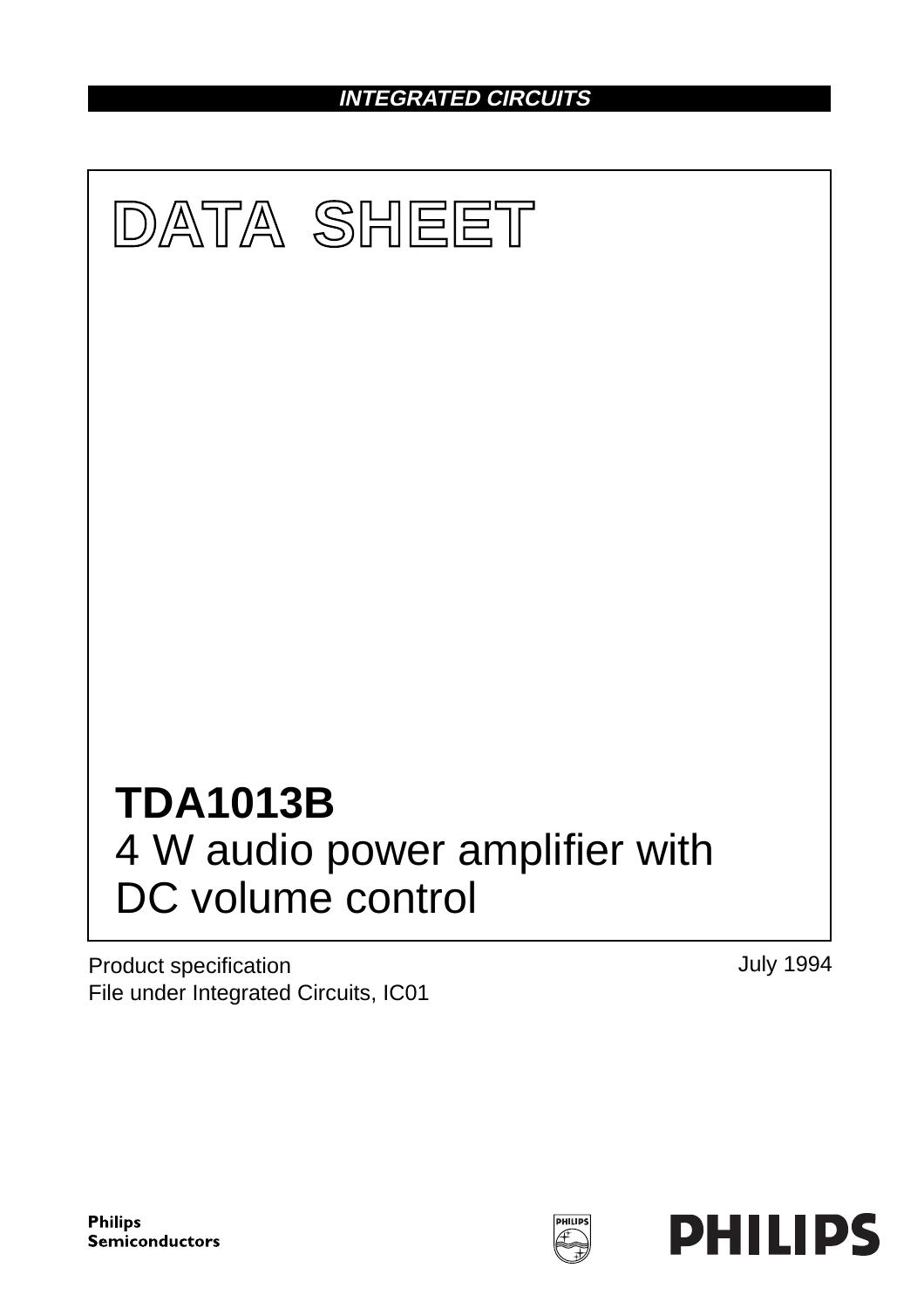*INTEGRATED CIRCUITS*

# DATA SHEET

## TDA1013B
4 W audio power amplifier with DC volume control

Product specification
File under Integrated Circuits, IC01

July 1994

**Philips Semiconductors**

**PHILIPS**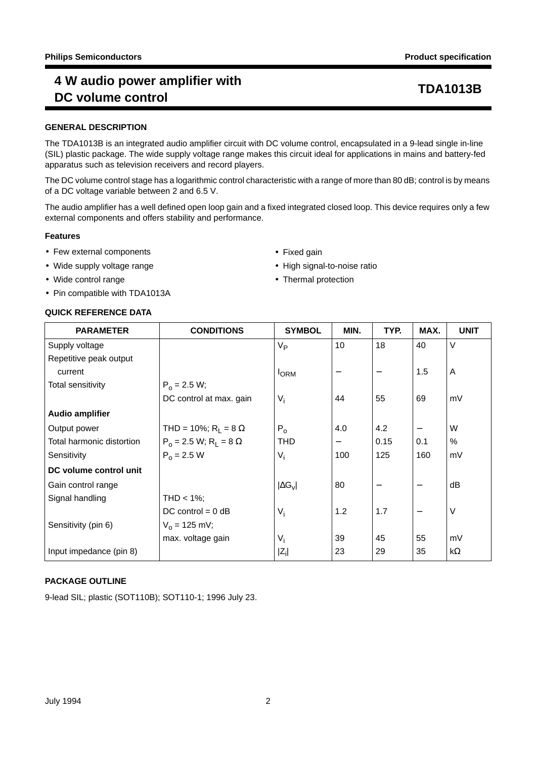# 4 W audio power amplifier with DC volume control

**TDA1013B**

## GENERAL DESCRIPTION

The TDA1013B is an integrated audio amplifier circuit with DC volume control, encapsulated in a 9-lead single in-line (SIL) plastic package. The wide supply voltage range makes this circuit ideal for applications in mains and battery-fed apparatus such as television receivers and record players.

The DC volume control stage has a logarithmic control characteristic with a range of more than 80 dB; control is by means of a DC voltage variable between 2 and 6.5 V.

The audio amplifier has a well defined open loop gain and a fixed integrated closed loop. This device requires only a few external components and offers stability and performance.

### Features

- Few external components
- Wide supply voltage range
- Wide control range
- Pin compatible with TDA1013A
- Fixed gain
- High signal-to-noise ratio
- Thermal protection

## QUICK REFERENCE DATA

| PARAMETER | CONDITIONS | SYMBOL | MIN. | TYP. | MAX. | UNIT |
|---|---|---|---|---|---|---|
| Supply voltage | | $V_P$ | 10 | 18 | 40 | V |
| Repetitive peak output current | | $I_{ORM}$ | − | − | 1.5 | A |
| Total sensitivity | $P_o$ = 2.5 W; DC control at max. gain | $V_i$ | 44 | 55 | 69 | mV |
| **Audio amplifier** | | | | | | |
| Output power | THD = 10%; $R_L$ = 8 Ω | $P_o$ | 4.0 | 4.2 | − | W |
| Total harmonic distortion | $P_o$ = 2.5 W; $R_L$ = 8 Ω | THD | − | 0.15 | 0.1 | % |
| Sensitivity | $P_o$ = 2.5 W | $V_i$ | 100 | 125 | 160 | mV |
| **DC volume control unit** | | | | | | |
| Gain control range | | $\lvert\Delta G_v\rvert$ | 80 | − | − | dB |
| Signal handling | THD < 1%; DC control = 0 dB | $V_i$ | 1.2 | 1.7 | − | V |
| Sensitivity (pin 6) | $V_o$ = 125 mV; max. voltage gain | $V_i$ | 39 | 45 | 55 | mV |
| Input impedance (pin 8) | | $\lvert Z_i\rvert$ | 23 | 29 | 35 | kΩ |

## PACKAGE OUTLINE

9-lead SIL; plastic (SOT110B); SOT110-1; 1996 July 23.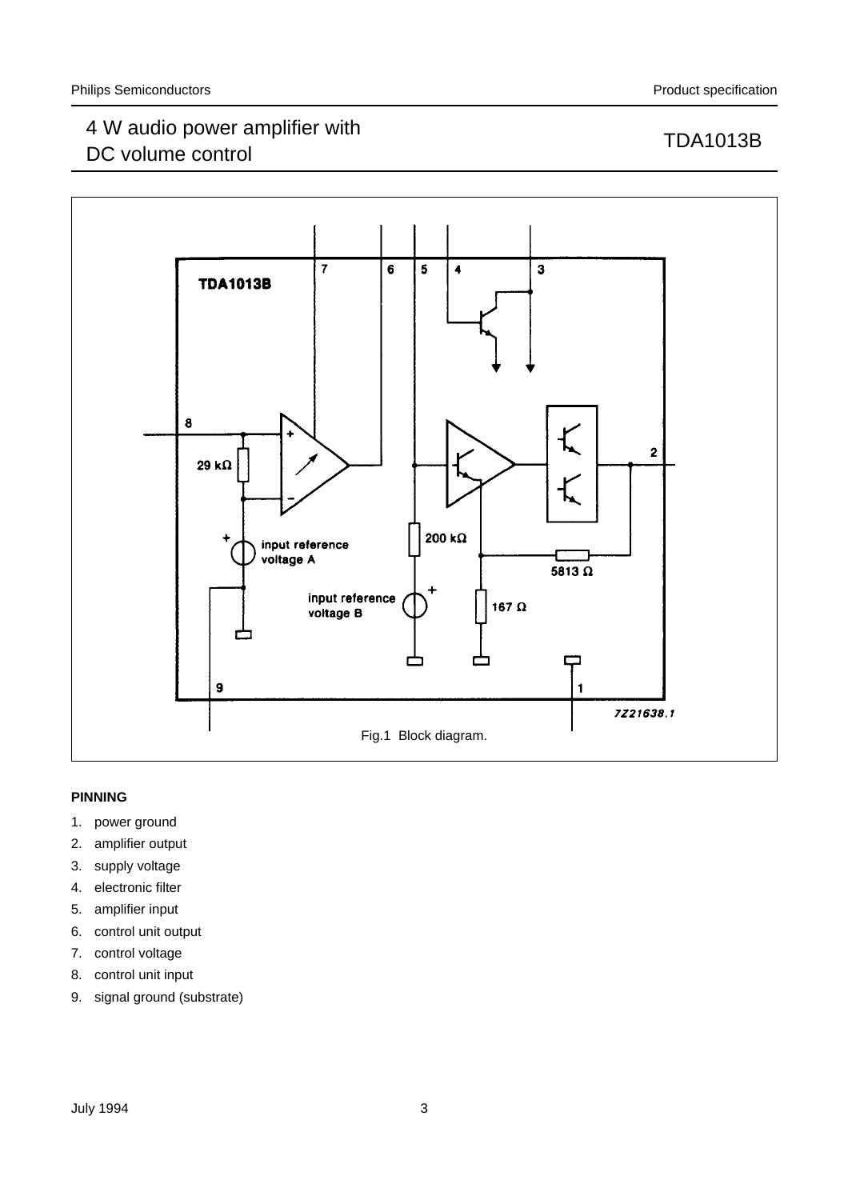Fig.1 Block diagram.

**PINNING**

1. power ground
2. amplifier output
3. supply voltage
4. electronic filter
5. amplifier input
6. control unit output
7. control voltage
8. control unit input
9. signal ground (substrate)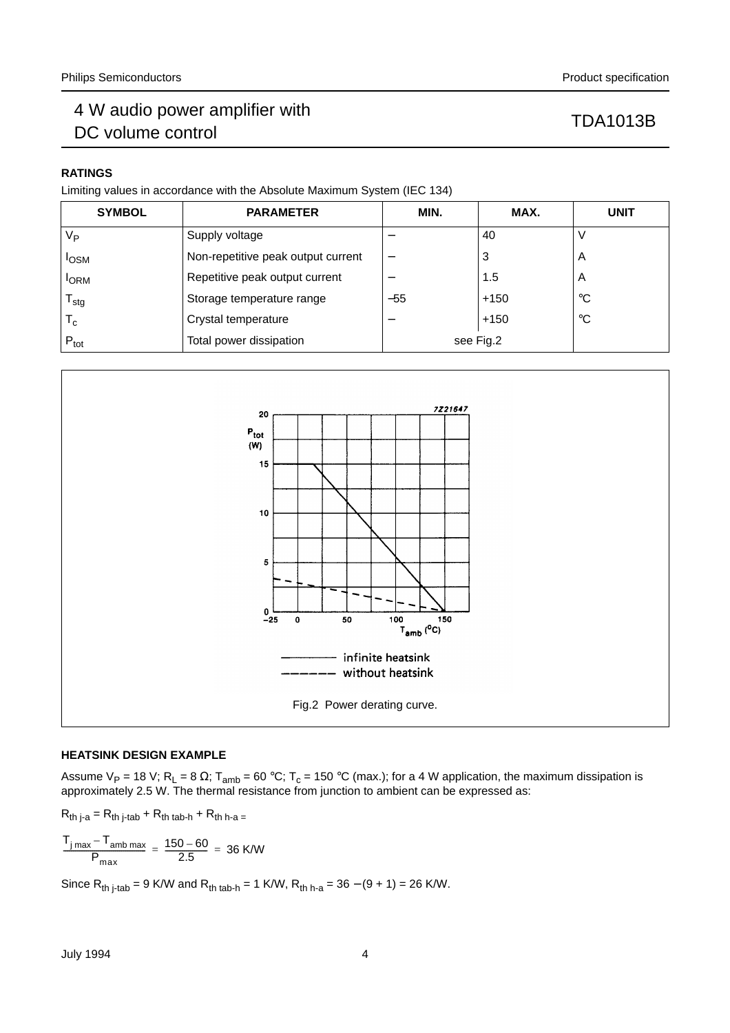## RATINGS

Limiting values in accordance with the Absolute Maximum System (IEC 134)

| SYMBOL | PARAMETER | MIN. | MAX. | UNIT |
|---|---|---|---|---|
| $V_P$ | Supply voltage | – | 40 | V |
| $I_{OSM}$ | Non-repetitive peak output current | – | 3 | A |
| $I_{ORM}$ | Repetitive peak output current | – | 1.5 | A |
| $T_{stg}$ | Storage temperature range | –55 | +150 | °C |
| $T_c$ | Crystal temperature | – | +150 | °C |
| $P_{tot}$ | Total power dissipation | see Fig.2 | | |

Fig.2 Power derating curve.

## HEATSINK DESIGN EXAMPLE

Assume $V_P$ = 18 V; $R_L$ = 8 Ω; $T_{amb}$ = 60 °C; $T_c$ = 150 °C (max.); for a 4 W application, the maximum dissipation is approximately 2.5 W. The thermal resistance from junction to ambient can be expressed as:

$$R_{th\ j\text{-}a} = R_{th\ j\text{-}tab} + R_{th\ tab\text{-}h} + R_{th\ h\text{-}a} =$$

$$\frac{T_{j\,max} - T_{amb\,max}}{P_{max}} = \frac{150 - 60}{2.5} = 36\ \text{K/W}$$

Since $R_{th\ j\text{-}tab}$ = 9 K/W and $R_{th\ tab\text{-}h}$ = 1 K/W, $R_{th\ h\text{-}a}$ = 36 − (9 + 1) = 26 K/W.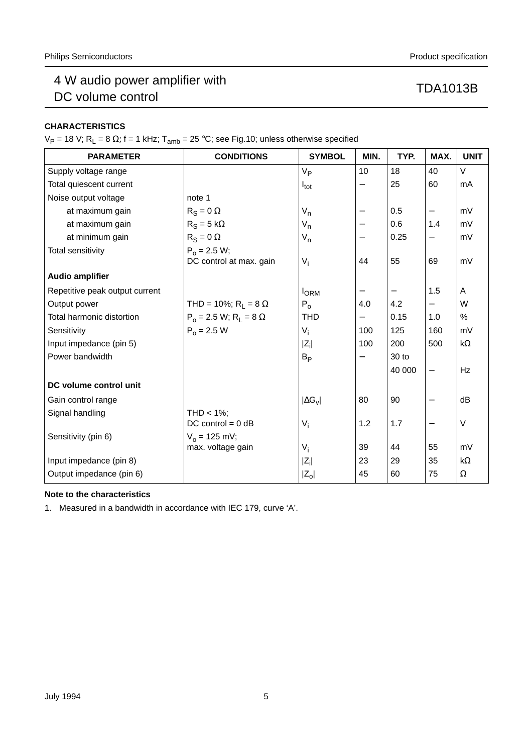## CHARACTERISTICS

$V_P$ = 18 V; $R_L$ = 8 Ω; f = 1 kHz; $T_{amb}$ = 25 °C; see Fig.10; unless otherwise specified

| PARAMETER | CONDITIONS | SYMBOL | MIN. | TYP. | MAX. | UNIT |
|---|---|---|---|---|---|---|
| Supply voltage range | | $V_P$ | 10 | 18 | 40 | V |
| Total quiescent current | | $I_{tot}$ | − | 25 | 60 | mA |
| Noise output voltage | note 1 | | | | | |
| at maximum gain | $R_S$ = 0 Ω | $V_n$ | − | 0.5 | − | mV |
| at maximum gain | $R_S$ = 5 kΩ | $V_n$ | − | 0.6 | 1.4 | mV |
| at minimum gain | $R_S$ = 0 Ω | $V_n$ | − | 0.25 | − | mV |
| Total sensitivity | $P_o$ = 2.5 W; DC control at max. gain | $V_i$ | 44 | 55 | 69 | mV |
| **Audio amplifier** | | | | | | |
| Repetitive peak output current | | $I_{ORM}$ | − | − | 1.5 | A |
| Output power | THD = 10%; $R_L$ = 8 Ω | $P_o$ | 4.0 | 4.2 | − | W |
| Total harmonic distortion | $P_o$ = 2.5 W; $R_L$ = 8 Ω | THD | − | 0.15 | 1.0 | % |
| Sensitivity | $P_o$ = 2.5 W | $V_i$ | 100 | 125 | 160 | mV |
| Input impedance (pin 5) | | $\|Z_i\|$ | 100 | 200 | 500 | kΩ |
| Power bandwidth | | $B_P$ | − | 30 to 40 000 | − | Hz |
| **DC volume control unit** | | | | | | |
| Gain control range | | $\|\Delta G_v\|$ | 80 | 90 | − | dB |
| Signal handling | THD < 1%; DC control = 0 dB | $V_i$ | 1.2 | 1.7 | − | V |
| Sensitivity (pin 6) | $V_o$ = 125 mV; max. voltage gain | $V_i$ | 39 | 44 | 55 | mV |
| Input impedance (pin 8) | | $\|Z_i\|$ | 23 | 29 | 35 | kΩ |
| Output impedance (pin 6) | | $\|Z_o\|$ | 45 | 60 | 75 | Ω |

**Note to the characteristics**

1. Measured in a bandwidth in accordance with IEC 179, curve 'A'.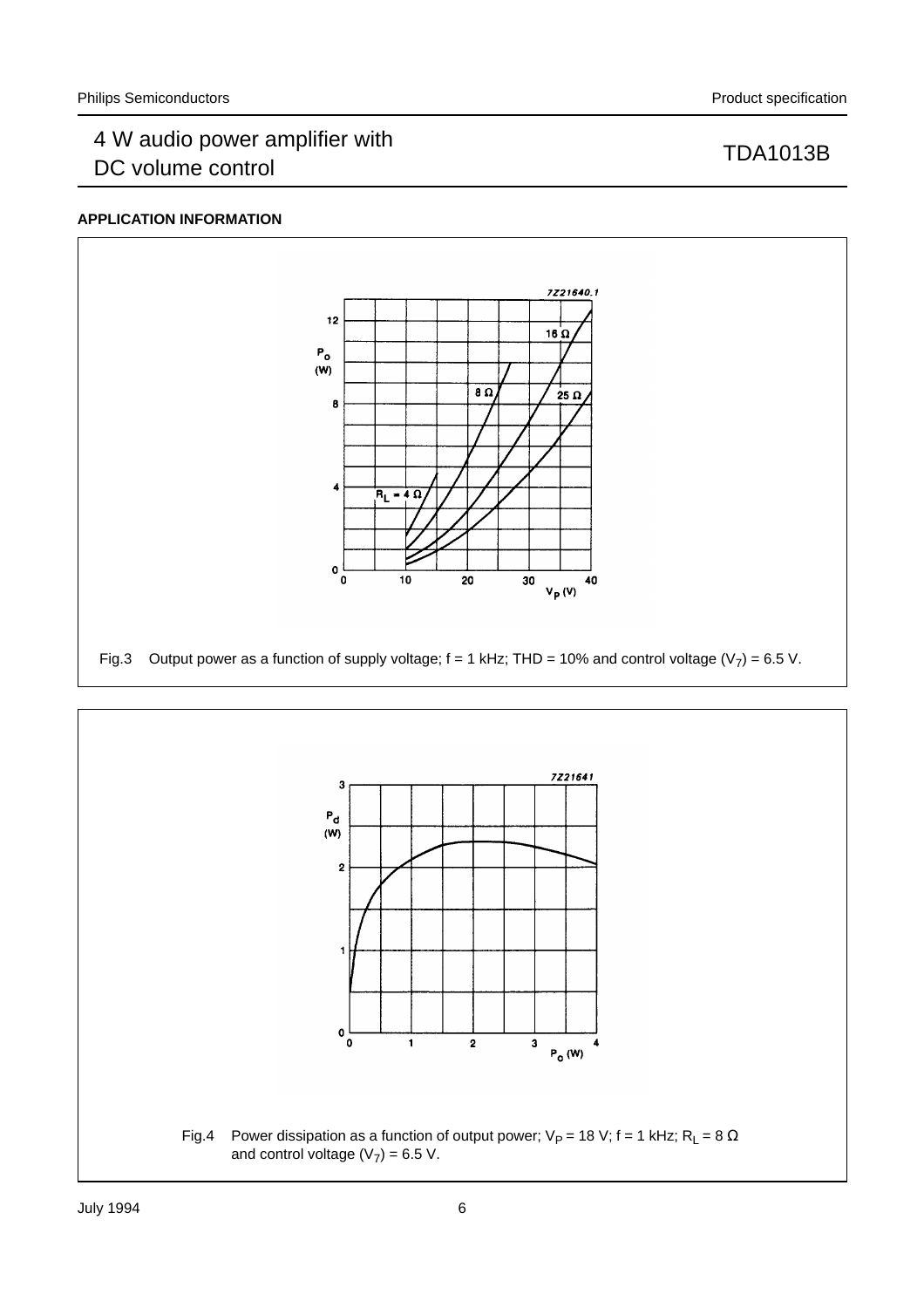## APPLICATION INFORMATION

Fig.3 Output power as a function of supply voltage; f = 1 kHz; THD = 10% and control voltage ($V_7$) = 6.5 V.

Fig.4 Power dissipation as a function of output power; $V_P$ = 18 V; f = 1 kHz; $R_L$ = 8 Ω and control voltage ($V_7$) = 6.5 V.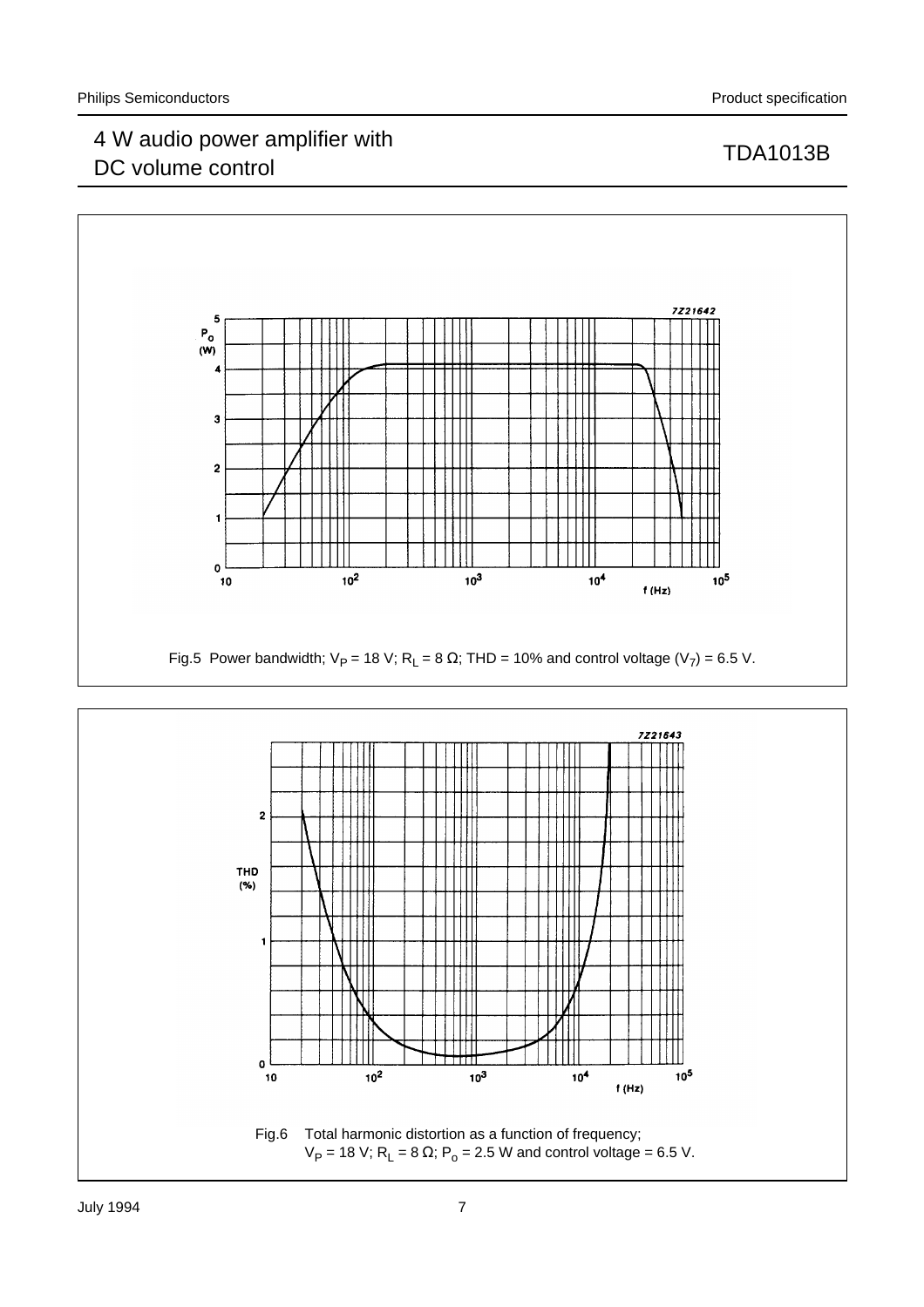Fig.5 Power bandwidth; $V_P$ = 18 V; $R_L$ = 8 Ω; THD = 10% and control voltage ($V_7$) = 6.5 V.

Fig.6 Total harmonic distortion as a function of frequency; $V_P$ = 18 V; $R_L$ = 8 Ω; $P_o$ = 2.5 W and control voltage = 6.5 V.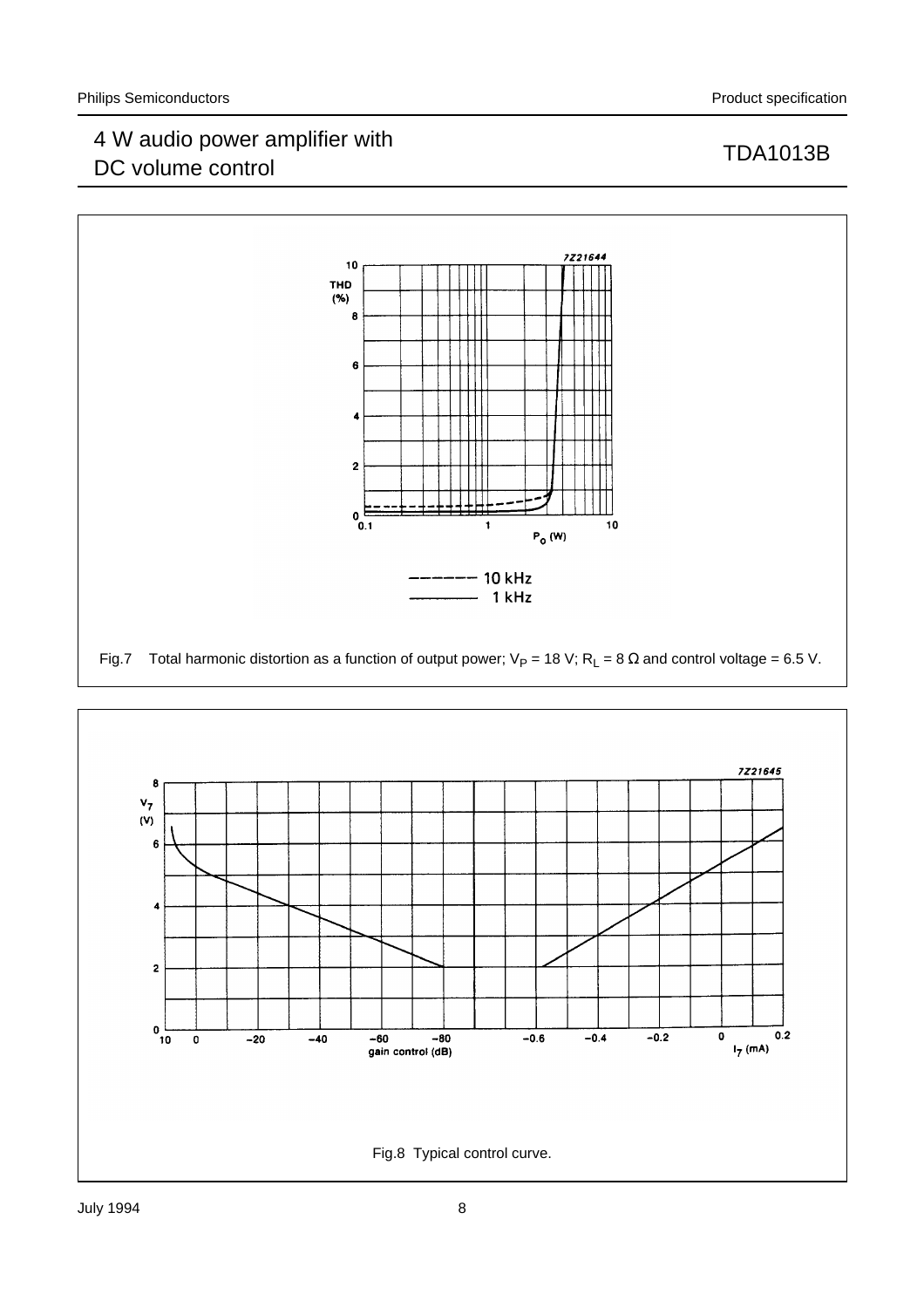Fig.7 Total harmonic distortion as a function of output power; $V_P$ = 18 V; $R_L$ = 8 Ω and control voltage = 6.5 V.

Fig.8 Typical control curve.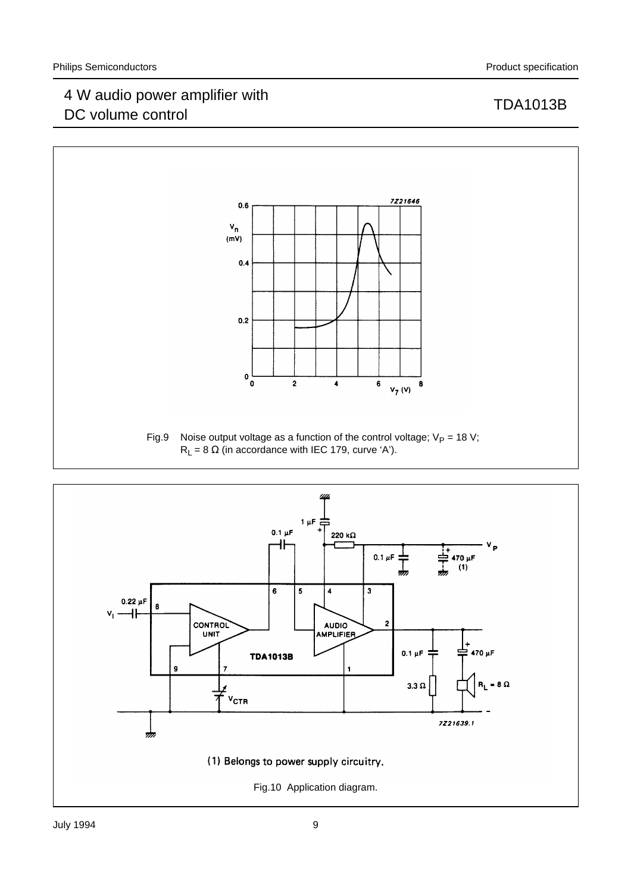Fig.9 Noise output voltage as a function of the control voltage; $V_P$ = 18 V; $R_L$ = 8 Ω (in accordance with IEC 179, curve 'A').

(1) Belongs to power supply circuitry.

Fig.10 Application diagram.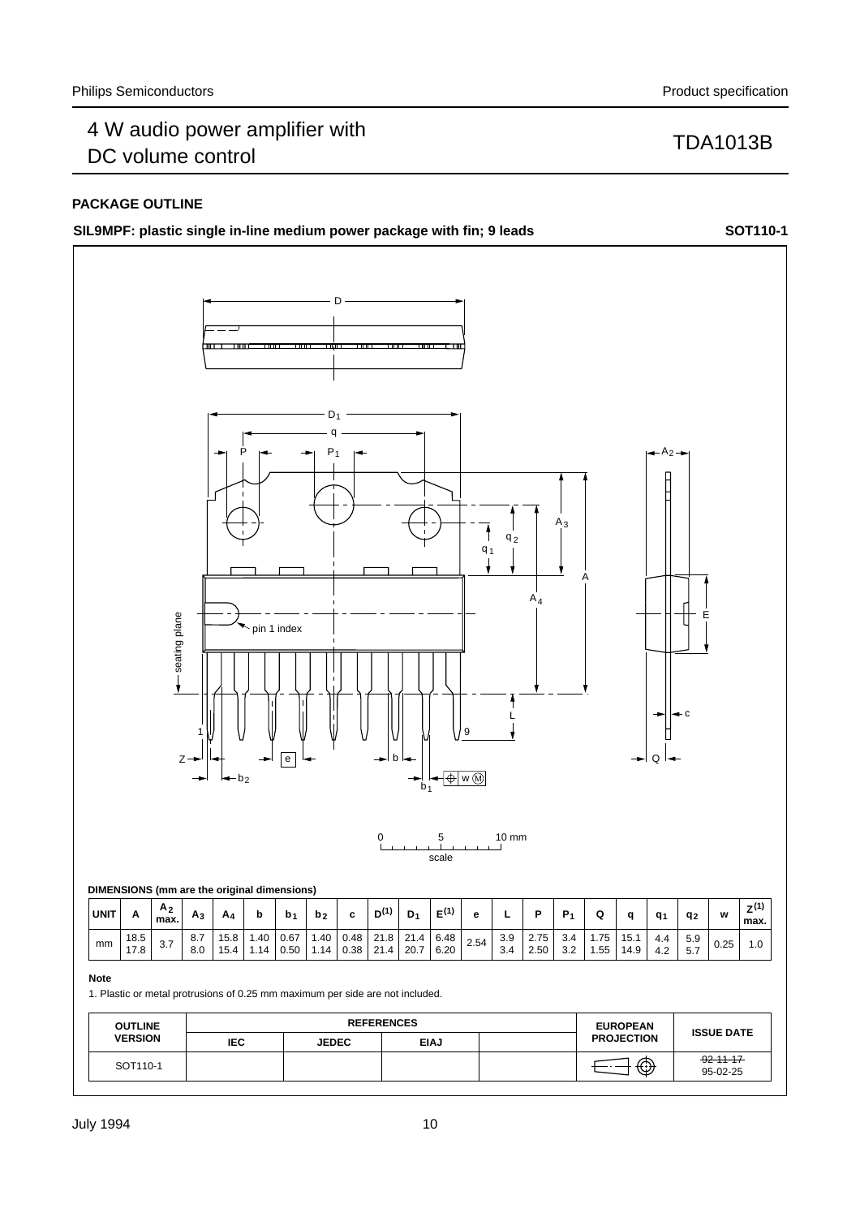## PACKAGE OUTLINE

**SIL9MPF: plastic single in-line medium power package with fin; 9 leads** **SOT110-1**

**DIMENSIONS (mm are the original dimensions)**

| UNIT | A | $A_2$ max. | $A_3$ | $A_4$ | b | $b_1$ | $b_2$ | c | $D^{(1)}$ | $D_1$ | $E^{(1)}$ | e | L | P | $P_1$ | Q | q | $q_1$ | $q_2$ | w | $Z^{(1)}$ max. |
|---|---|---|---|---|---|---|---|---|---|---|---|---|---|---|---|---|---|---|---|---|---|
| mm | 18.5 17.8 | 3.7 | 8.7 8.0 | 15.8 15.4 | 1.40 1.14 | 0.67 0.50 | 1.40 1.14 | 0.48 0.38 | 21.8 21.4 | 21.4 20.7 | 6.48 6.20 | 2.54 | 3.9 3.4 | 2.75 2.50 | 3.4 3.2 | 1.75 1.55 | 15.1 14.9 | 4.4 4.2 | 5.9 5.7 | 0.25 | 1.0 |

**Note**

1. Plastic or metal protrusions of 0.25 mm maximum per side are not included.

| OUTLINE VERSION | REFERENCES | | | | EUROPEAN PROJECTION | ISSUE DATE |
|---|---|---|---|---|---|---|
| | IEC | JEDEC | EIAJ | | | |
| SOT110-1 | | | | | | ~~92-11-17~~ 95-02-25 |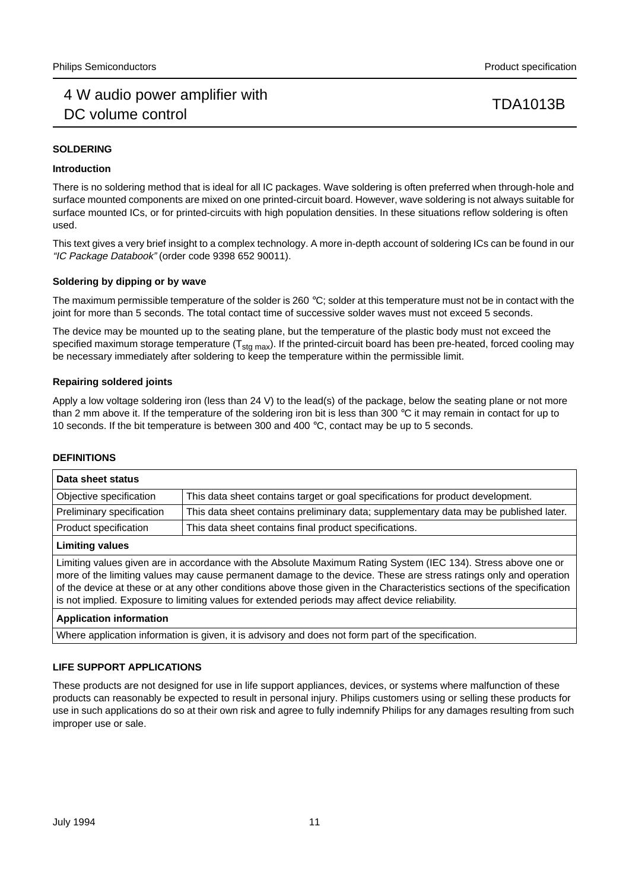## SOLDERING

### Introduction

There is no soldering method that is ideal for all IC packages. Wave soldering is often preferred when through-hole and surface mounted components are mixed on one printed-circuit board. However, wave soldering is not always suitable for surface mounted ICs, or for printed-circuits with high population densities. In these situations reflow soldering is often used.

This text gives a very brief insight to a complex technology. A more in-depth account of soldering ICs can be found in our *"IC Package Databook"* (order code 9398 652 90011).

### Soldering by dipping or by wave

The maximum permissible temperature of the solder is 260 °C; solder at this temperature must not be in contact with the joint for more than 5 seconds. The total contact time of successive solder waves must not exceed 5 seconds.

The device may be mounted up to the seating plane, but the temperature of the plastic body must not exceed the specified maximum storage temperature ($T_{stg\ max}$). If the printed-circuit board has been pre-heated, forced cooling may be necessary immediately after soldering to keep the temperature within the permissible limit.

### Repairing soldered joints

Apply a low voltage soldering iron (less than 24 V) to the lead(s) of the package, below the seating plane or not more than 2 mm above it. If the temperature of the soldering iron bit is less than 300 °C it may remain in contact for up to 10 seconds. If the bit temperature is between 300 and 400 °C, contact may be up to 5 seconds.

## DEFINITIONS

| | |
|---|---|
| **Data sheet status** | |
| Objective specification | This data sheet contains target or goal specifications for product development. |
| Preliminary specification | This data sheet contains preliminary data; supplementary data may be published later. |
| Product specification | This data sheet contains final product specifications. |
| **Limiting values** | |
| Limiting values given are in accordance with the Absolute Maximum Rating System (IEC 134). Stress above one or more of the limiting values may cause permanent damage to the device. These are stress ratings only and operation of the device at these or at any other conditions above those given in the Characteristics sections of the specification is not implied. Exposure to limiting values for extended periods may affect device reliability. | |
| **Application information** | |
| Where application information is given, it is advisory and does not form part of the specification. | |

## LIFE SUPPORT APPLICATIONS

These products are not designed for use in life support appliances, devices, or systems where malfunction of these products can reasonably be expected to result in personal injury. Philips customers using or selling these products for use in such applications do so at their own risk and agree to fully indemnify Philips for any damages resulting from such improper use or sale.